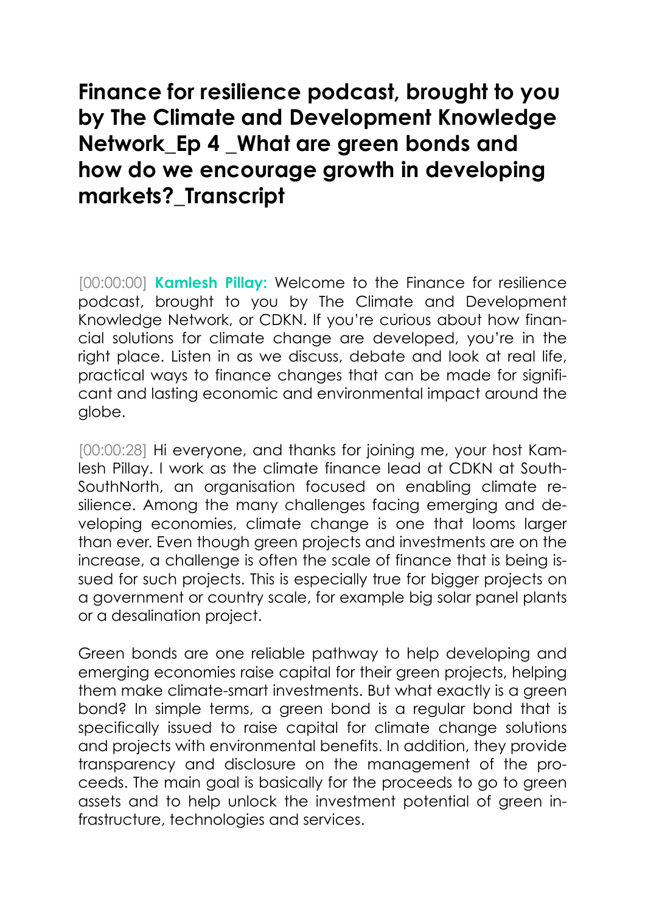# Finance for resilience podcast, brought to you by The Climate and Development Knowledge Network_Ep 4 _What are green bonds and how do we encourage growth in developing markets?_Transcript

[00:00:00] **Kamlesh Pillay:** Welcome to the Finance for resilience podcast, brought to you by The Climate and Development Knowledge Network, or CDKN. If you're curious about how financial solutions for climate change are developed, you're in the right place. Listen in as we discuss, debate and look at real life, practical ways to finance changes that can be made for significant and lasting economic and environmental impact around the globe.

[00:00:28] Hi everyone, and thanks for joining me, your host Kamlesh Pillay. I work as the climate finance lead at CDKN at SouthSouthNorth, an organisation focused on enabling climate resilience. Among the many challenges facing emerging and developing economies, climate change is one that looms larger than ever. Even though green projects and investments are on the increase, a challenge is often the scale of finance that is being issued for such projects. This is especially true for bigger projects on a government or country scale, for example big solar panel plants or a desalination project.

Green bonds are one reliable pathway to help developing and emerging economies raise capital for their green projects, helping them make climate-smart investments. But what exactly is a green bond? In simple terms, a green bond is a regular bond that is specifically issued to raise capital for climate change solutions and projects with environmental benefits. In addition, they provide transparency and disclosure on the management of the proceeds. The main goal is basically for the proceeds to go to green assets and to help unlock the investment potential of green infrastructure, technologies and services.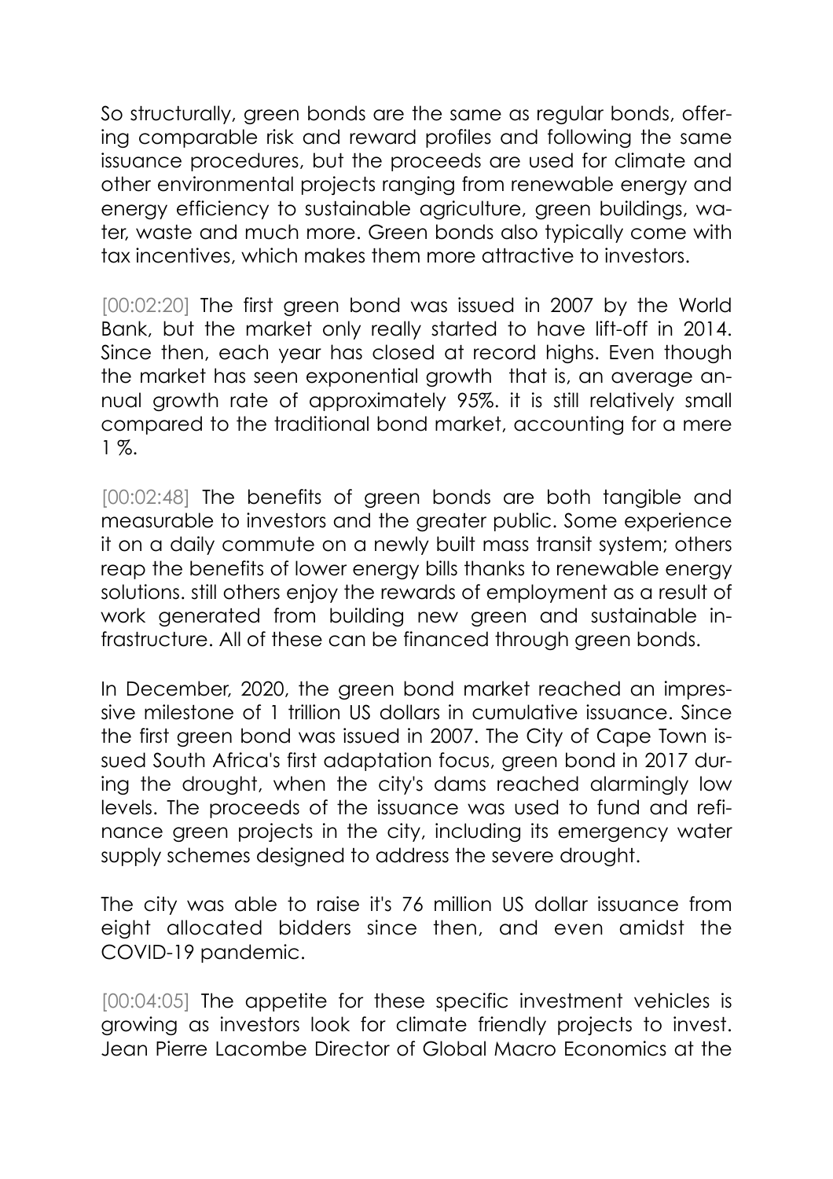So structurally, green bonds are the same as regular bonds, offering comparable risk and reward profiles and following the same issuance procedures, but the proceeds are used for climate and other environmental projects ranging from renewable energy and energy efficiency to sustainable agriculture, green buildings, water, waste and much more. Green bonds also typically come with tax incentives, which makes them more attractive to investors.

[00:02:20] The first green bond was issued in 2007 by the World Bank, but the market only really started to have lift-off in 2014. Since then, each year has closed at record highs. Even though the market has seen exponential growth  that is, an average annual growth rate of approximately 95%. it is still relatively small compared to the traditional bond market, accounting for a mere 1 %.

[00:02:48] The benefits of green bonds are both tangible and measurable to investors and the greater public. Some experience it on a daily commute on a newly built mass transit system; others reap the benefits of lower energy bills thanks to renewable energy solutions. still others enjoy the rewards of employment as a result of work generated from building new green and sustainable infrastructure. All of these can be financed through green bonds.

In December, 2020, the green bond market reached an impressive milestone of 1 trillion US dollars in cumulative issuance. Since the first green bond was issued in 2007. The City of Cape Town issued South Africa's first adaptation focus, green bond in 2017 during the drought, when the city's dams reached alarmingly low levels. The proceeds of the issuance was used to fund and refinance green projects in the city, including its emergency water supply schemes designed to address the severe drought.

The city was able to raise it's 76 million US dollar issuance from eight allocated bidders since then, and even amidst the COVID-19 pandemic.

[00:04:05] The appetite for these specific investment vehicles is growing as investors look for climate friendly projects to invest. Jean Pierre Lacombe Director of Global Macro Economics at the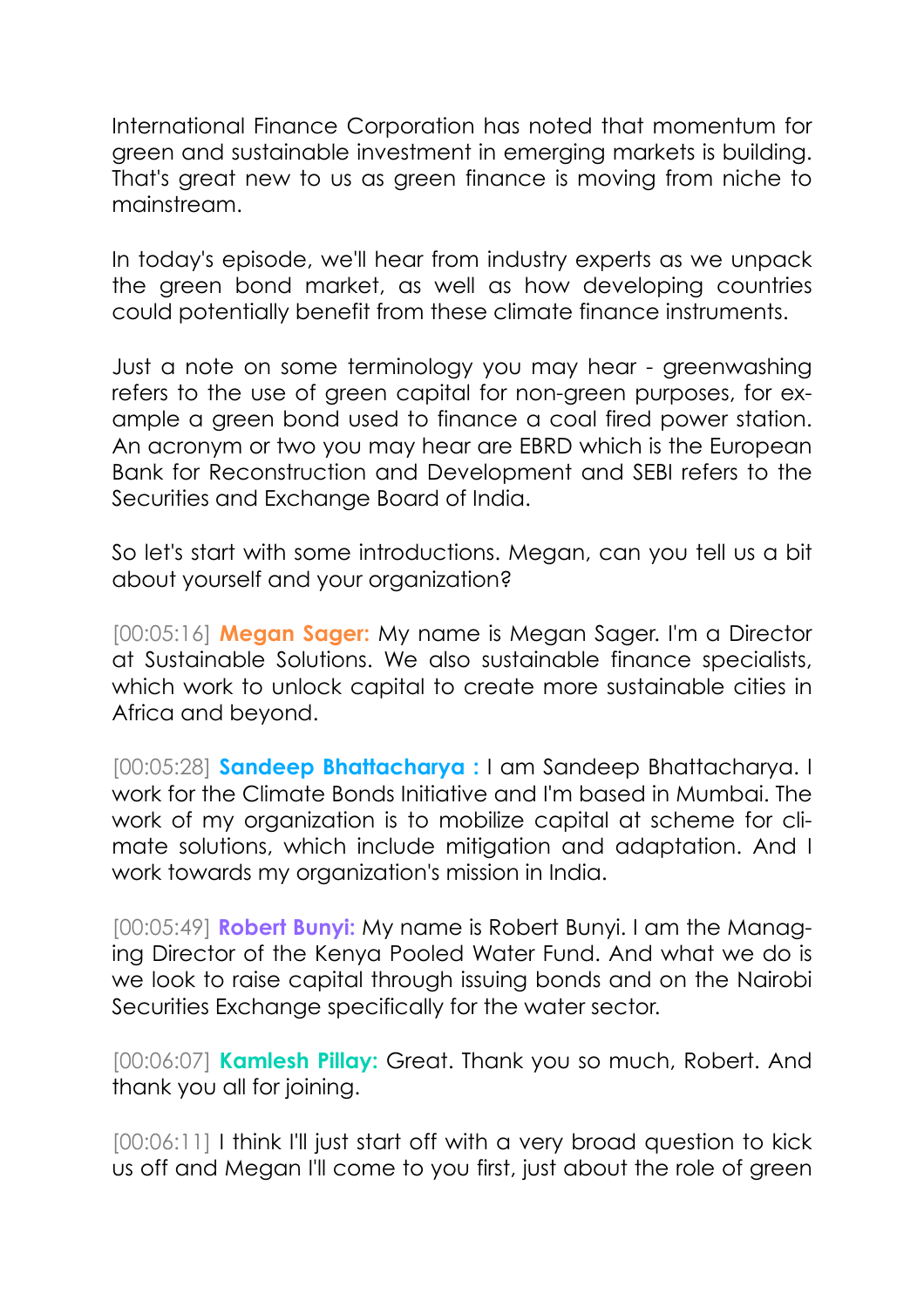International Finance Corporation has noted that momentum for green and sustainable investment in emerging markets is building. That's great new to us as green finance is moving from niche to mainstream.

In today's episode, we'll hear from industry experts as we unpack the green bond market, as well as how developing countries could potentially benefit from these climate finance instruments.

Just a note on some terminology you may hear - greenwashing refers to the use of green capital for non-green purposes, for example a green bond used to finance a coal fired power station. An acronym or two you may hear are EBRD which is the European Bank for Reconstruction and Development and SEBI refers to the Securities and Exchange Board of India.

So let's start with some introductions. Megan, can you tell us a bit about yourself and your organization?

[00:05:16] **Megan Sager:** My name is Megan Sager. I'm a Director at Sustainable Solutions. We also sustainable finance specialists, which work to unlock capital to create more sustainable cities in Africa and beyond.

[00:05:28] **Sandeep Bhattacharya :** I am Sandeep Bhattacharya. I work for the Climate Bonds Initiative and I'm based in Mumbai. The work of my organization is to mobilize capital at scheme for climate solutions, which include mitigation and adaptation. And I work towards my organization's mission in India.

[00:05:49] **Robert Bunyi:** My name is Robert Bunyi. I am the Managing Director of the Kenya Pooled Water Fund. And what we do is we look to raise capital through issuing bonds and on the Nairobi Securities Exchange specifically for the water sector.

[00:06:07] **Kamlesh Pillay:** Great. Thank you so much, Robert. And thank you all for joining.

[00:06:11] I think I'll just start off with a very broad question to kick us off and Megan I'll come to you first, just about the role of green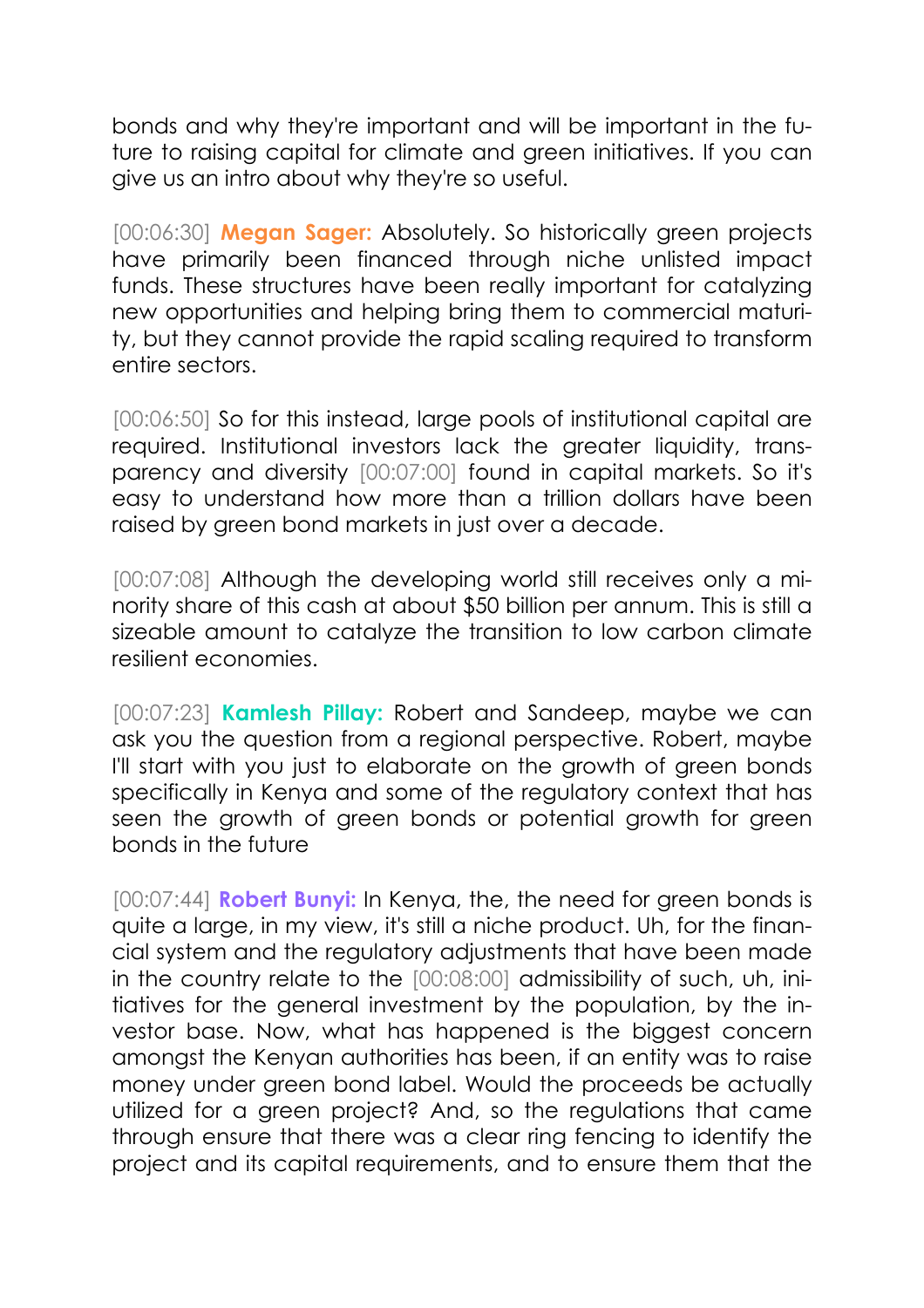bonds and why they're important and will be important in the future to raising capital for climate and green initiatives. If you can give us an intro about why they're so useful.

[00:06:30] **Megan Sager:** Absolutely. So historically green projects have primarily been financed through niche unlisted impact funds. These structures have been really important for catalyzing new opportunities and helping bring them to commercial maturity, but they cannot provide the rapid scaling required to transform entire sectors.

[00:06:50] So for this instead, large pools of institutional capital are required. Institutional investors lack the greater liquidity, transparency and diversity [00:07:00] found in capital markets. So it's easy to understand how more than a trillion dollars have been raised by green bond markets in just over a decade.

[00:07:08] Although the developing world still receives only a minority share of this cash at about $50 billion per annum. This is still a sizeable amount to catalyze the transition to low carbon climate resilient economies.

[00:07:23] **Kamlesh Pillay:** Robert and Sandeep, maybe we can ask you the question from a regional perspective. Robert, maybe I'll start with you just to elaborate on the growth of green bonds specifically in Kenya and some of the regulatory context that has seen the growth of green bonds or potential growth for green bonds in the future

[00:07:44] **Robert Bunyi:** In Kenya, the, the need for green bonds is quite a large, in my view, it's still a niche product. Uh, for the financial system and the regulatory adjustments that have been made in the country relate to the [00:08:00] admissibility of such, uh, initiatives for the general investment by the population, by the investor base. Now, what has happened is the biggest concern amongst the Kenyan authorities has been, if an entity was to raise money under green bond label. Would the proceeds be actually utilized for a green project? And, so the regulations that came through ensure that there was a clear ring fencing to identify the project and its capital requirements, and to ensure them that the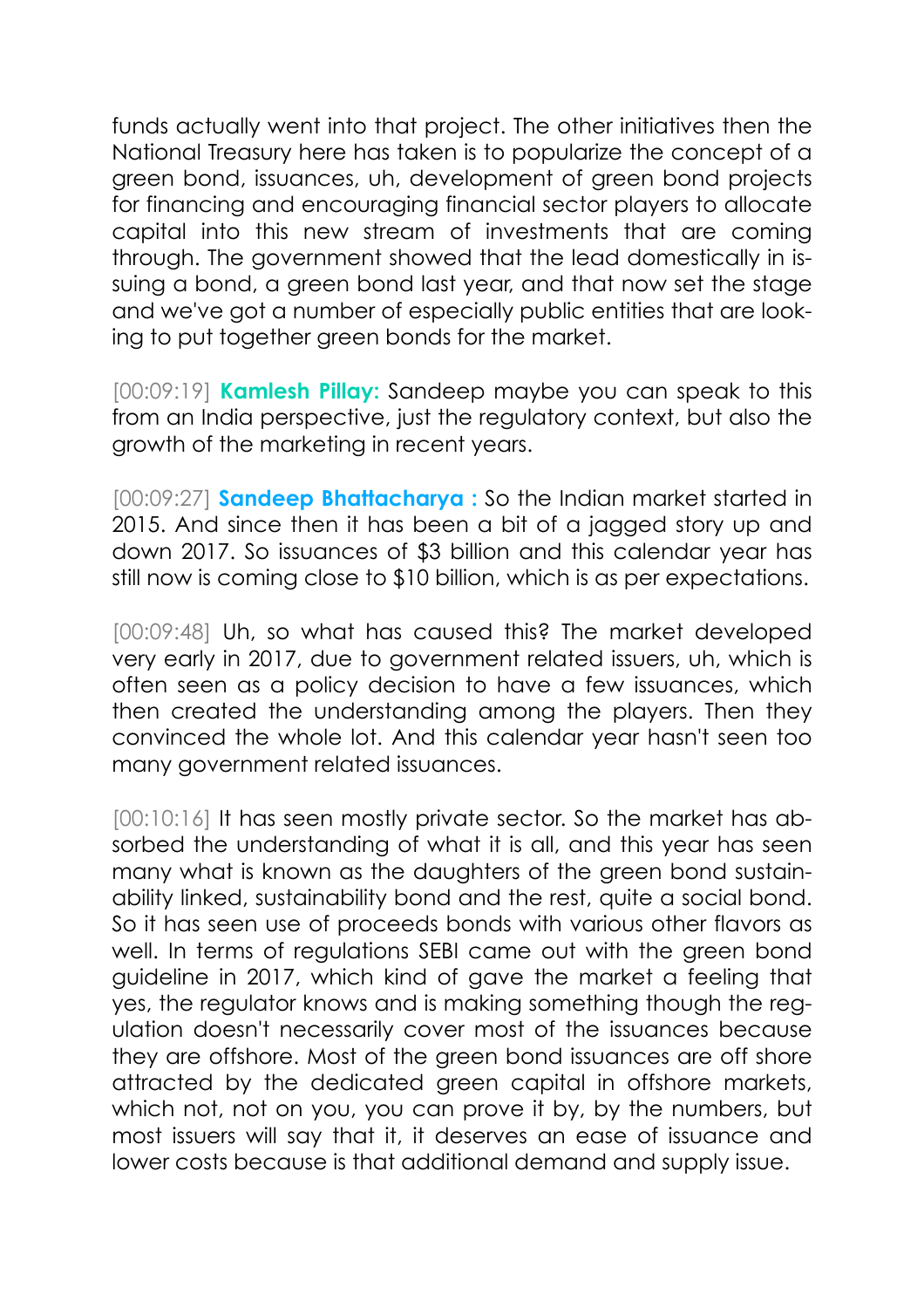funds actually went into that project. The other initiatives then the National Treasury here has taken is to popularize the concept of a green bond, issuances, uh, development of green bond projects for financing and encouraging financial sector players to allocate capital into this new stream of investments that are coming through. The government showed that the lead domestically in issuing a bond, a green bond last year, and that now set the stage and we've got a number of especially public entities that are looking to put together green bonds for the market.

[00:09:19] **Kamlesh Pillay:** Sandeep maybe you can speak to this from an India perspective, just the regulatory context, but also the growth of the marketing in recent years.

[00:09:27] **Sandeep Bhattacharya :** So the Indian market started in 2015. And since then it has been a bit of a jagged story up and down 2017. So issuances of $3 billion and this calendar year has still now is coming close to $10 billion, which is as per expectations.

[00:09:48] Uh, so what has caused this? The market developed very early in 2017, due to government related issuers, uh, which is often seen as a policy decision to have a few issuances, which then created the understanding among the players. Then they convinced the whole lot. And this calendar year hasn't seen too many government related issuances.

[00:10:16] It has seen mostly private sector. So the market has absorbed the understanding of what it is all, and this year has seen many what is known as the daughters of the green bond sustainability linked, sustainability bond and the rest, quite a social bond. So it has seen use of proceeds bonds with various other flavors as well. In terms of regulations SEBI came out with the green bond guideline in 2017, which kind of gave the market a feeling that yes, the regulator knows and is making something though the regulation doesn't necessarily cover most of the issuances because they are offshore. Most of the green bond issuances are off shore attracted by the dedicated green capital in offshore markets, which not, not on you, you can prove it by, by the numbers, but most issuers will say that it, it deserves an ease of issuance and lower costs because is that additional demand and supply issue.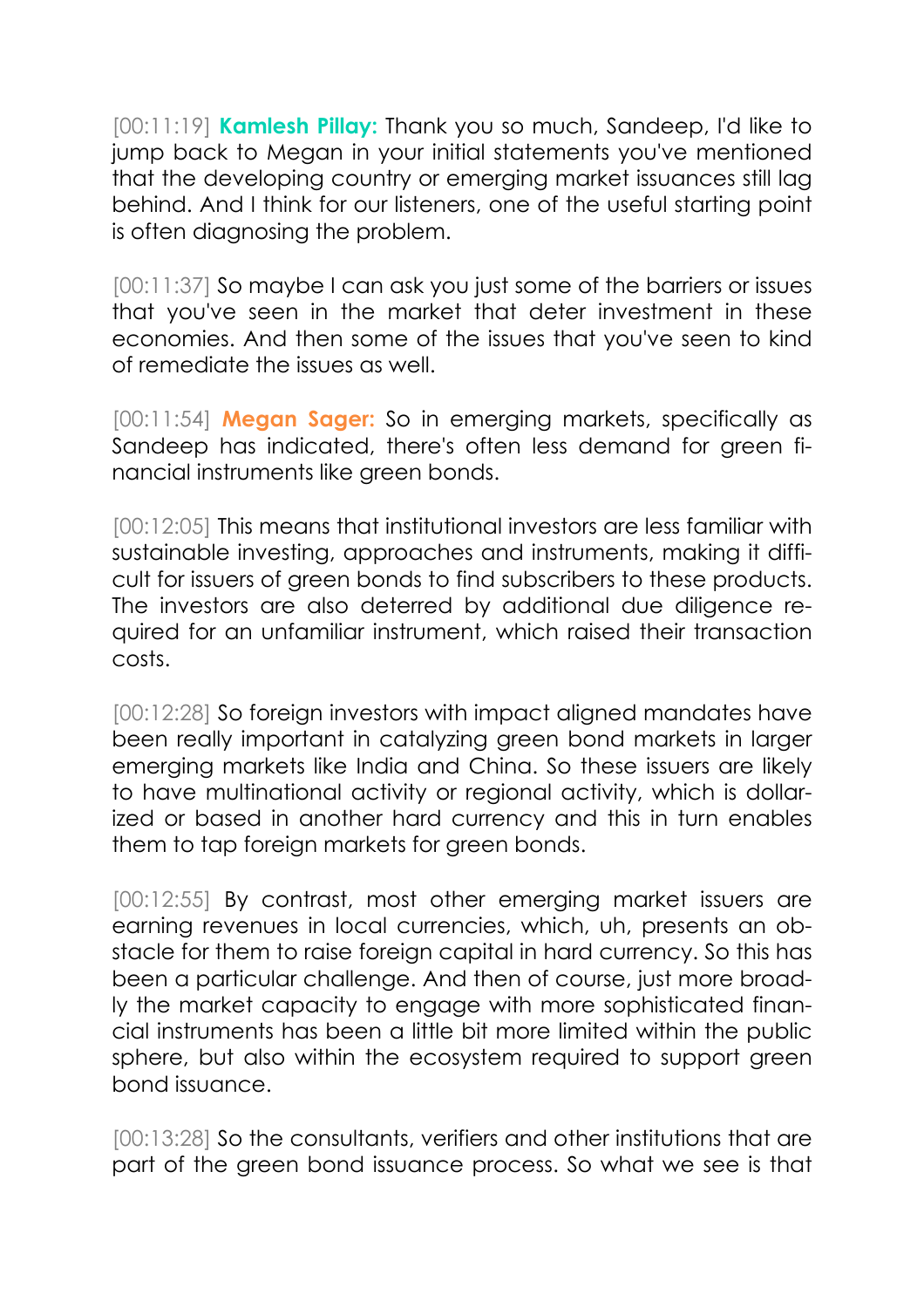[00:11:19] **Kamlesh Pillay:** Thank you so much, Sandeep, I'd like to jump back to Megan in your initial statements you've mentioned that the developing country or emerging market issuances still lag behind. And I think for our listeners, one of the useful starting point is often diagnosing the problem.

[00:11:37] So maybe I can ask you just some of the barriers or issues that you've seen in the market that deter investment in these economies. And then some of the issues that you've seen to kind of remediate the issues as well.

[00:11:54] **Megan Sager:** So in emerging markets, specifically as Sandeep has indicated, there's often less demand for green financial instruments like green bonds.

[00:12:05] This means that institutional investors are less familiar with sustainable investing, approaches and instruments, making it difficult for issuers of green bonds to find subscribers to these products. The investors are also deterred by additional due diligence required for an unfamiliar instrument, which raised their transaction costs.

[00:12:28] So foreign investors with impact aligned mandates have been really important in catalyzing green bond markets in larger emerging markets like India and China. So these issuers are likely to have multinational activity or regional activity, which is dollarized or based in another hard currency and this in turn enables them to tap foreign markets for green bonds.

[00:12:55] By contrast, most other emerging market issuers are earning revenues in local currencies, which, uh, presents an obstacle for them to raise foreign capital in hard currency. So this has been a particular challenge. And then of course, just more broadly the market capacity to engage with more sophisticated financial instruments has been a little bit more limited within the public sphere, but also within the ecosystem required to support green bond issuance.

[00:13:28] So the consultants, verifiers and other institutions that are part of the green bond issuance process. So what we see is that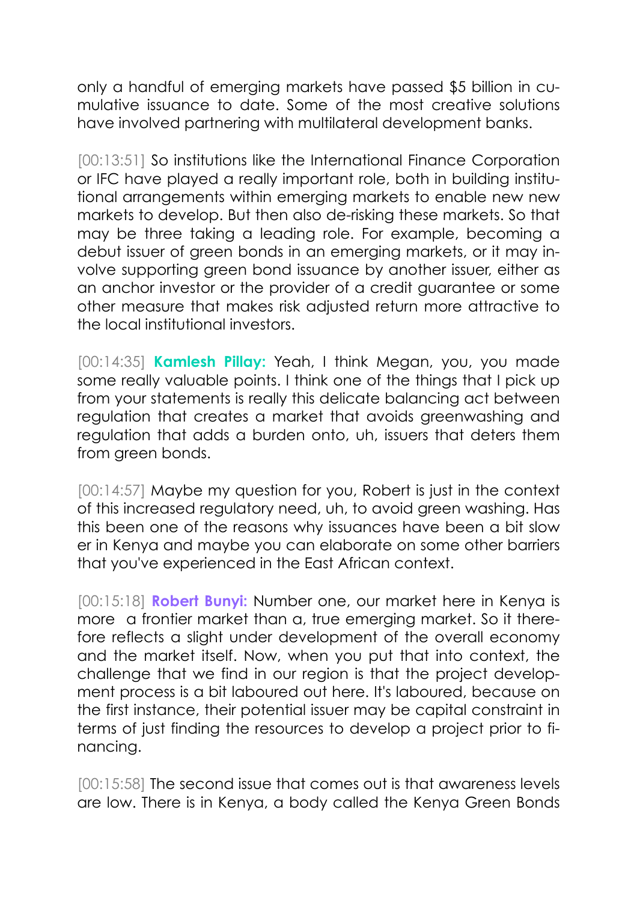only a handful of emerging markets have passed $5 billion in cumulative issuance to date. Some of the most creative solutions have involved partnering with multilateral development banks.

[00:13:51] So institutions like the International Finance Corporation or IFC have played a really important role, both in building institutional arrangements within emerging markets to enable new new markets to develop. But then also de-risking these markets. So that may be three taking a leading role. For example, becoming a debut issuer of green bonds in an emerging markets, or it may involve supporting green bond issuance by another issuer, either as an anchor investor or the provider of a credit guarantee or some other measure that makes risk adjusted return more attractive to the local institutional investors.

[00:14:35] **Kamlesh Pillay:** Yeah, I think Megan, you, you made some really valuable points. I think one of the things that I pick up from your statements is really this delicate balancing act between regulation that creates a market that avoids greenwashing and regulation that adds a burden onto, uh, issuers that deters them from green bonds.

[00:14:57] Maybe my question for you, Robert is just in the context of this increased regulatory need, uh, to avoid green washing. Has this been one of the reasons why issuances have been a bit slow er in Kenya and maybe you can elaborate on some other barriers that you've experienced in the East African context.

[00:15:18] **Robert Bunyi:** Number one, our market here in Kenya is more  a frontier market than a, true emerging market. So it therefore reflects a slight under development of the overall economy and the market itself. Now, when you put that into context, the challenge that we find in our region is that the project development process is a bit laboured out here. It's laboured, because on the first instance, their potential issuer may be capital constraint in terms of just finding the resources to develop a project prior to financing.

[00:15:58] The second issue that comes out is that awareness levels are low. There is in Kenya, a body called the Kenya Green Bonds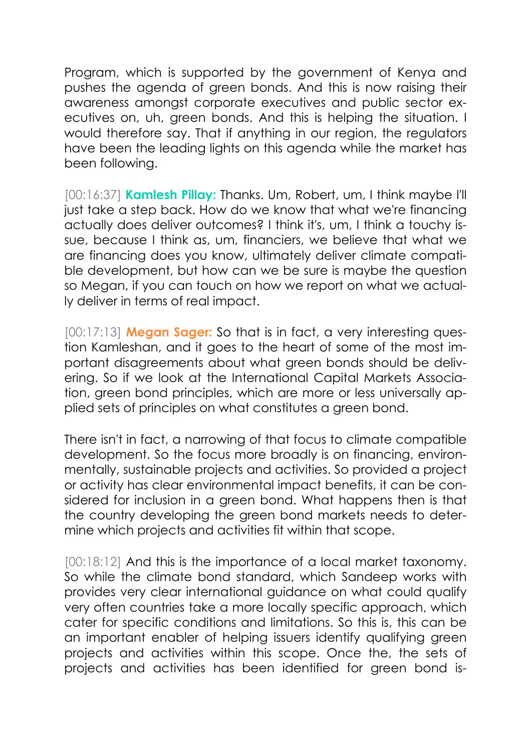Program, which is supported by the government of Kenya and pushes the agenda of green bonds. And this is now raising their awareness amongst corporate executives and public sector executives on, uh, green bonds. And this is helping the situation. I would therefore say. That if anything in our region, the regulators have been the leading lights on this agenda while the market has been following.

[00:16:37] **Kamlesh Pillay:** Thanks. Um, Robert, um, I think maybe I'll just take a step back. How do we know that what we're financing actually does deliver outcomes? I think it's, um, I think a touchy issue, because I think as, um, financiers, we believe that what we are financing does you know, ultimately deliver climate compatible development, but how can we be sure is maybe the question so Megan, if you can touch on how we report on what we actually deliver in terms of real impact.

[00:17:13] **Megan Sager:** So that is in fact, a very interesting question Kamleshan, and it goes to the heart of some of the most important disagreements about what green bonds should be delivering. So if we look at the International Capital Markets Association, green bond principles, which are more or less universally applied sets of principles on what constitutes a green bond.

There isn't in fact, a narrowing of that focus to climate compatible development. So the focus more broadly is on financing, environmentally, sustainable projects and activities. So provided a project or activity has clear environmental impact benefits, it can be considered for inclusion in a green bond. What happens then is that the country developing the green bond markets needs to determine which projects and activities fit within that scope.

[00:18:12] And this is the importance of a local market taxonomy. So while the climate bond standard, which Sandeep works with provides very clear international guidance on what could qualify very often countries take a more locally specific approach, which cater for specific conditions and limitations. So this is, this can be an important enabler of helping issuers identify qualifying green projects and activities within this scope. Once the, the sets of projects and activities has been identified for green bond is-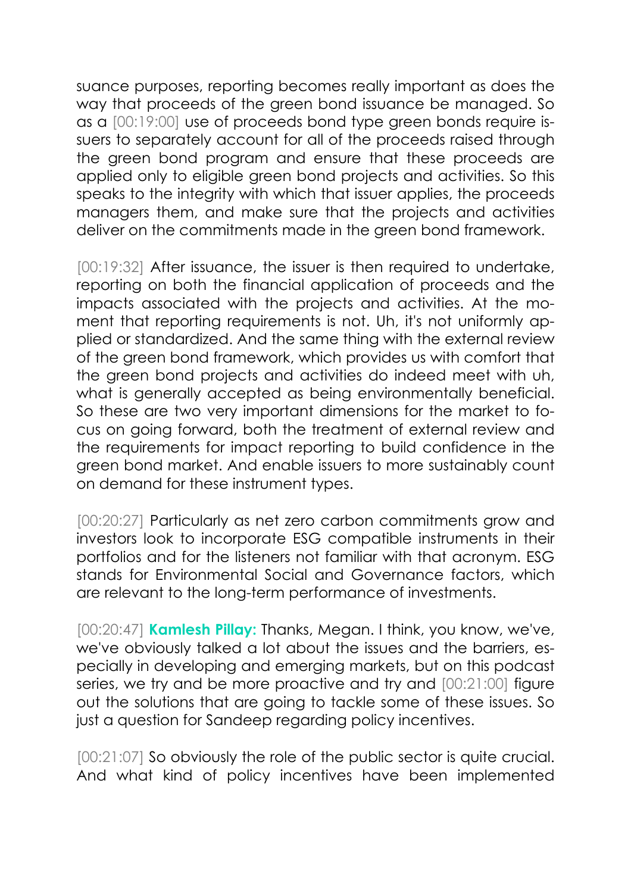suance purposes, reporting becomes really important as does the way that proceeds of the green bond issuance be managed. So as a [00:19:00] use of proceeds bond type green bonds require issuers to separately account for all of the proceeds raised through the green bond program and ensure that these proceeds are applied only to eligible green bond projects and activities. So this speaks to the integrity with which that issuer applies, the proceeds managers them, and make sure that the projects and activities deliver on the commitments made in the green bond framework.

[00:19:32] After issuance, the issuer is then required to undertake, reporting on both the financial application of proceeds and the impacts associated with the projects and activities. At the moment that reporting requirements is not. Uh, it's not uniformly applied or standardized. And the same thing with the external review of the green bond framework, which provides us with comfort that the green bond projects and activities do indeed meet with uh, what is generally accepted as being environmentally beneficial. So these are two very important dimensions for the market to focus on going forward, both the treatment of external review and the requirements for impact reporting to build confidence in the green bond market. And enable issuers to more sustainably count on demand for these instrument types.

[00:20:27] Particularly as net zero carbon commitments grow and investors look to incorporate ESG compatible instruments in their portfolios and for the listeners not familiar with that acronym. ESG stands for Environmental Social and Governance factors, which are relevant to the long-term performance of investments.

[00:20:47] **Kamlesh Pillay:** Thanks, Megan. I think, you know, we've, we've obviously talked a lot about the issues and the barriers, especially in developing and emerging markets, but on this podcast series, we try and be more proactive and try and [00:21:00] figure out the solutions that are going to tackle some of these issues. So just a question for Sandeep regarding policy incentives.

[00:21:07] So obviously the role of the public sector is quite crucial. And what kind of policy incentives have been implemented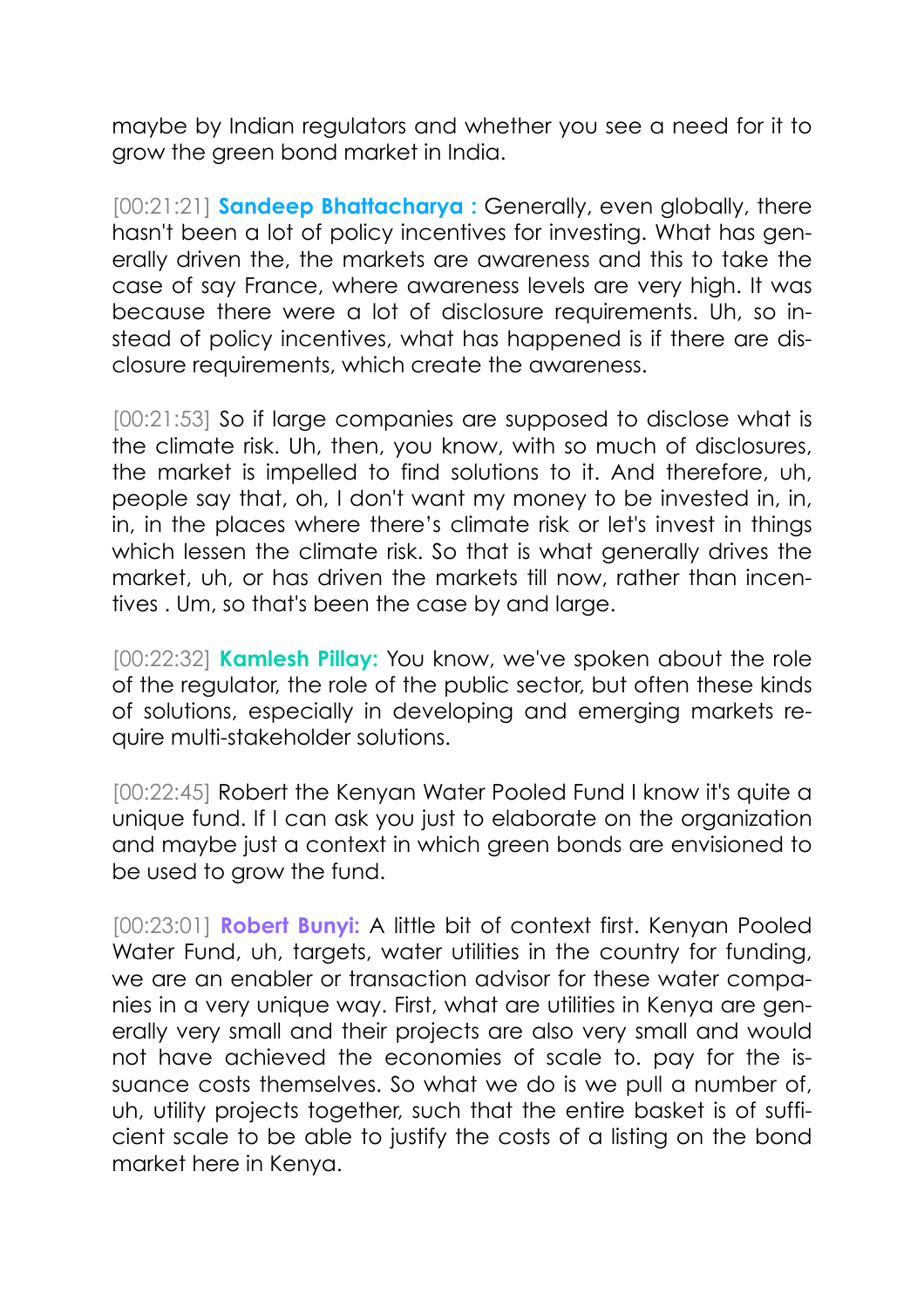maybe by Indian regulators and whether you see a need for it to grow the green bond market in India.

[00:21:21] **Sandeep Bhattacharya :** Generally, even globally, there hasn't been a lot of policy incentives for investing. What has generally driven the, the markets are awareness and this to take the case of say France, where awareness levels are very high. It was because there were a lot of disclosure requirements. Uh, so instead of policy incentives, what has happened is if there are disclosure requirements, which create the awareness.

[00:21:53] So if large companies are supposed to disclose what is the climate risk. Uh, then, you know, with so much of disclosures, the market is impelled to find solutions to it. And therefore, uh, people say that, oh, I don't want my money to be invested in, in, in, in the places where there's climate risk or let's invest in things which lessen the climate risk. So that is what generally drives the market, uh, or has driven the markets till now, rather than incentives . Um, so that's been the case by and large.

[00:22:32] **Kamlesh Pillay:** You know, we've spoken about the role of the regulator, the role of the public sector, but often these kinds of solutions, especially in developing and emerging markets require multi-stakeholder solutions.

[00:22:45] Robert the Kenyan Water Pooled Fund I know it's quite a unique fund. If I can ask you just to elaborate on the organization and maybe just a context in which green bonds are envisioned to be used to grow the fund.

[00:23:01] **Robert Bunyi:** A little bit of context first. Kenyan Pooled Water Fund, uh, targets, water utilities in the country for funding, we are an enabler or transaction advisor for these water companies in a very unique way. First, what are utilities in Kenya are generally very small and their projects are also very small and would not have achieved the economies of scale to. pay for the issuance costs themselves. So what we do is we pull a number of, uh, utility projects together, such that the entire basket is of sufficient scale to be able to justify the costs of a listing on the bond market here in Kenya.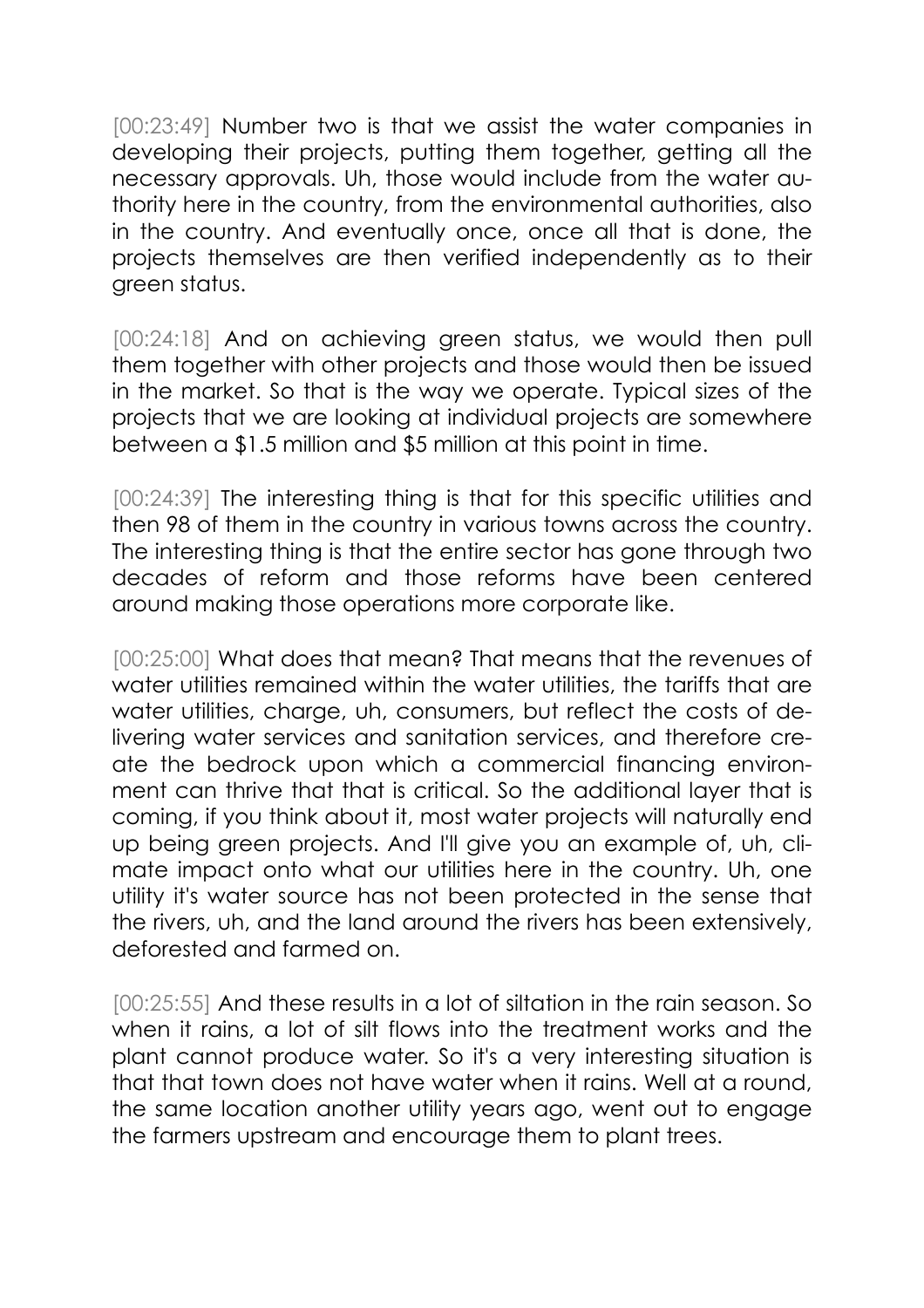[00:23:49] Number two is that we assist the water companies in developing their projects, putting them together, getting all the necessary approvals. Uh, those would include from the water authority here in the country, from the environmental authorities, also in the country. And eventually once, once all that is done, the projects themselves are then verified independently as to their green status.

[00:24:18] And on achieving green status, we would then pull them together with other projects and those would then be issued in the market. So that is the way we operate. Typical sizes of the projects that we are looking at individual projects are somewhere between a $1.5 million and $5 million at this point in time.

[00:24:39] The interesting thing is that for this specific utilities and then 98 of them in the country in various towns across the country. The interesting thing is that the entire sector has gone through two decades of reform and those reforms have been centered around making those operations more corporate like.

[00:25:00] What does that mean? That means that the revenues of water utilities remained within the water utilities, the tariffs that are water utilities, charge, uh, consumers, but reflect the costs of delivering water services and sanitation services, and therefore create the bedrock upon which a commercial financing environment can thrive that that is critical. So the additional layer that is coming, if you think about it, most water projects will naturally end up being green projects. And I'll give you an example of, uh, climate impact onto what our utilities here in the country. Uh, one utility it's water source has not been protected in the sense that the rivers, uh, and the land around the rivers has been extensively, deforested and farmed on.

[00:25:55] And these results in a lot of siltation in the rain season. So when it rains, a lot of silt flows into the treatment works and the plant cannot produce water. So it's a very interesting situation is that that town does not have water when it rains. Well at a round, the same location another utility years ago, went out to engage the farmers upstream and encourage them to plant trees.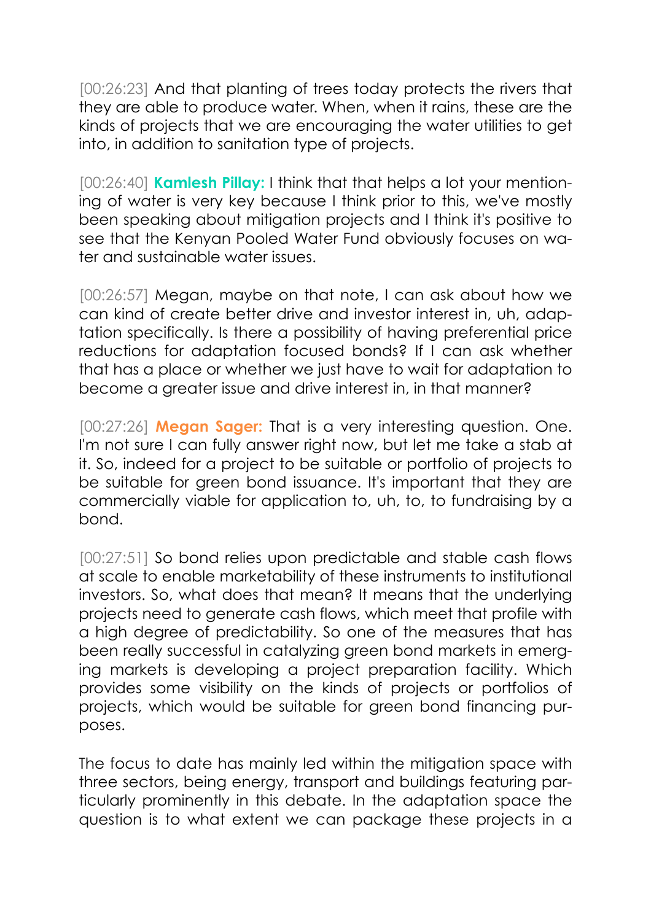[00:26:23] And that planting of trees today protects the rivers that they are able to produce water. When, when it rains, these are the kinds of projects that we are encouraging the water utilities to get into, in addition to sanitation type of projects.

[00:26:40] **Kamlesh Pillay:** I think that that helps a lot your mentioning of water is very key because I think prior to this, we've mostly been speaking about mitigation projects and I think it's positive to see that the Kenyan Pooled Water Fund obviously focuses on water and sustainable water issues.

[00:26:57] Megan, maybe on that note, I can ask about how we can kind of create better drive and investor interest in, uh, adaptation specifically. Is there a possibility of having preferential price reductions for adaptation focused bonds? If I can ask whether that has a place or whether we just have to wait for adaptation to become a greater issue and drive interest in, in that manner?

[00:27:26] **Megan Sager:** That is a very interesting question. One. I'm not sure I can fully answer right now, but let me take a stab at it. So, indeed for a project to be suitable or portfolio of projects to be suitable for green bond issuance. It's important that they are commercially viable for application to, uh, to, to fundraising by a bond.

[00:27:51] So bond relies upon predictable and stable cash flows at scale to enable marketability of these instruments to institutional investors. So, what does that mean? It means that the underlying projects need to generate cash flows, which meet that profile with a high degree of predictability. So one of the measures that has been really successful in catalyzing green bond markets in emerging markets is developing a project preparation facility. Which provides some visibility on the kinds of projects or portfolios of projects, which would be suitable for green bond financing purposes.

The focus to date has mainly led within the mitigation space with three sectors, being energy, transport and buildings featuring particularly prominently in this debate. In the adaptation space the question is to what extent we can package these projects in a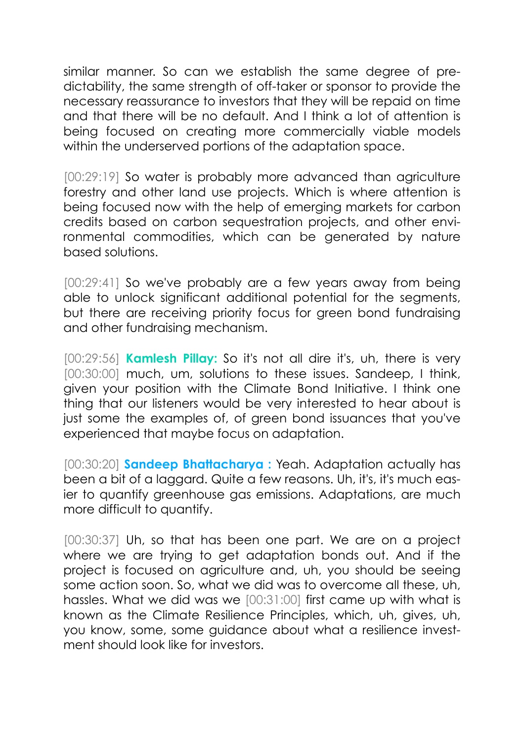similar manner. So can we establish the same degree of predictability, the same strength of off-taker or sponsor to provide the necessary reassurance to investors that they will be repaid on time and that there will be no default. And I think a lot of attention is being focused on creating more commercially viable models within the underserved portions of the adaptation space.

[00:29:19] So water is probably more advanced than agriculture forestry and other land use projects. Which is where attention is being focused now with the help of emerging markets for carbon credits based on carbon sequestration projects, and other environmental commodities, which can be generated by nature based solutions.

[00:29:41] So we've probably are a few years away from being able to unlock significant additional potential for the segments, but there are receiving priority focus for green bond fundraising and other fundraising mechanism.

[00:29:56] **Kamlesh Pillay:** So it's not all dire it's, uh, there is very [00:30:00] much, um, solutions to these issues. Sandeep, I think, given your position with the Climate Bond Initiative. I think one thing that our listeners would be very interested to hear about is just some the examples of, of green bond issuances that you've experienced that maybe focus on adaptation.

[00:30:20] **Sandeep Bhattacharya :** Yeah. Adaptation actually has been a bit of a laggard. Quite a few reasons. Uh, it's, it's much easier to quantify greenhouse gas emissions. Adaptations, are much more difficult to quantify.

[00:30:37] Uh, so that has been one part. We are on a project where we are trying to get adaptation bonds out. And if the project is focused on agriculture and, uh, you should be seeing some action soon. So, what we did was to overcome all these, uh, hassles. What we did was we [00:31:00] first came up with what is known as the Climate Resilience Principles, which, uh, gives, uh, you know, some, some guidance about what a resilience investment should look like for investors.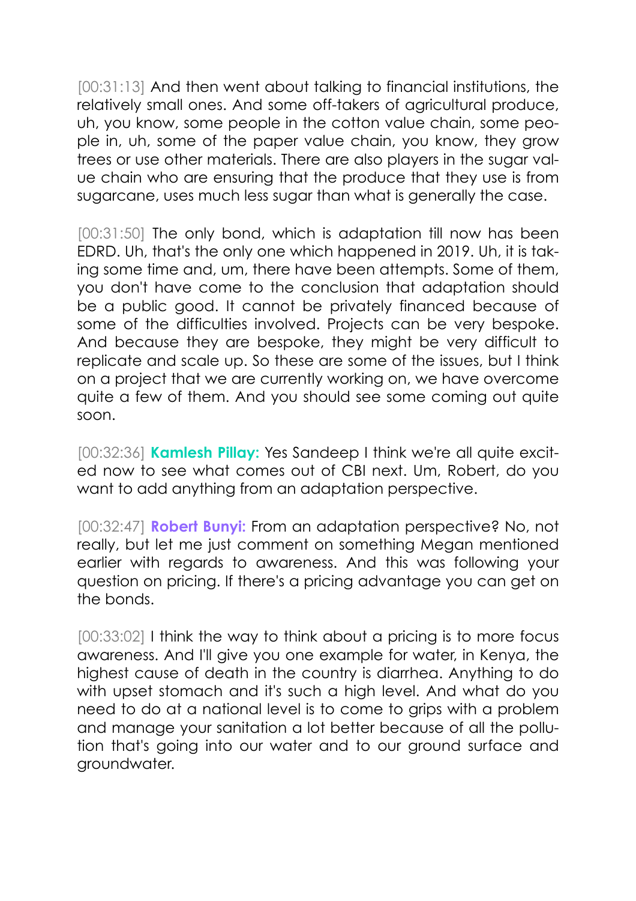[00:31:13] And then went about talking to financial institutions, the relatively small ones. And some off-takers of agricultural produce, uh, you know, some people in the cotton value chain, some people in, uh, some of the paper value chain, you know, they grow trees or use other materials. There are also players in the sugar value chain who are ensuring that the produce that they use is from sugarcane, uses much less sugar than what is generally the case.

[00:31:50] The only bond, which is adaptation till now has been EDRD. Uh, that's the only one which happened in 2019. Uh, it is taking some time and, um, there have been attempts. Some of them, you don't have come to the conclusion that adaptation should be a public good. It cannot be privately financed because of some of the difficulties involved. Projects can be very bespoke. And because they are bespoke, they might be very difficult to replicate and scale up. So these are some of the issues, but I think on a project that we are currently working on, we have overcome quite a few of them. And you should see some coming out quite soon.

[00:32:36] **Kamlesh Pillay:** Yes Sandeep I think we're all quite excited now to see what comes out of CBI next. Um, Robert, do you want to add anything from an adaptation perspective.

[00:32:47] **Robert Bunyi:** From an adaptation perspective? No, not really, but let me just comment on something Megan mentioned earlier with regards to awareness. And this was following your question on pricing. If there's a pricing advantage you can get on the bonds.

[00:33:02] I think the way to think about a pricing is to more focus awareness. And I'll give you one example for water, in Kenya, the highest cause of death in the country is diarrhea. Anything to do with upset stomach and it's such a high level. And what do you need to do at a national level is to come to grips with a problem and manage your sanitation a lot better because of all the pollution that's going into our water and to our ground surface and groundwater.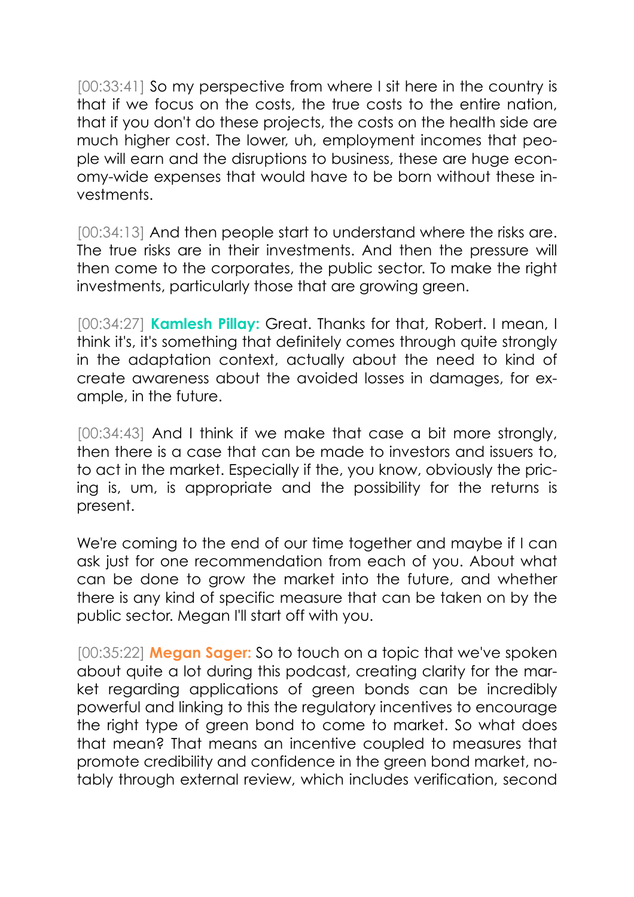[00:33:41] So my perspective from where I sit here in the country is that if we focus on the costs, the true costs to the entire nation, that if you don't do these projects, the costs on the health side are much higher cost. The lower, uh, employment incomes that people will earn and the disruptions to business, these are huge economy-wide expenses that would have to be born without these investments.

[00:34:13] And then people start to understand where the risks are. The true risks are in their investments. And then the pressure will then come to the corporates, the public sector. To make the right investments, particularly those that are growing green.

[00:34:27] **Kamlesh Pillay:** Great. Thanks for that, Robert. I mean, I think it's, it's something that definitely comes through quite strongly in the adaptation context, actually about the need to kind of create awareness about the avoided losses in damages, for example, in the future.

[00:34:43] And I think if we make that case a bit more strongly, then there is a case that can be made to investors and issuers to, to act in the market. Especially if the, you know, obviously the pricing is, um, is appropriate and the possibility for the returns is present.

We're coming to the end of our time together and maybe if I can ask just for one recommendation from each of you. About what can be done to grow the market into the future, and whether there is any kind of specific measure that can be taken on by the public sector. Megan I'll start off with you.

[00:35:22] **Megan Sager:** So to touch on a topic that we've spoken about quite a lot during this podcast, creating clarity for the market regarding applications of green bonds can be incredibly powerful and linking to this the regulatory incentives to encourage the right type of green bond to come to market. So what does that mean? That means an incentive coupled to measures that promote credibility and confidence in the green bond market, notably through external review, which includes verification, second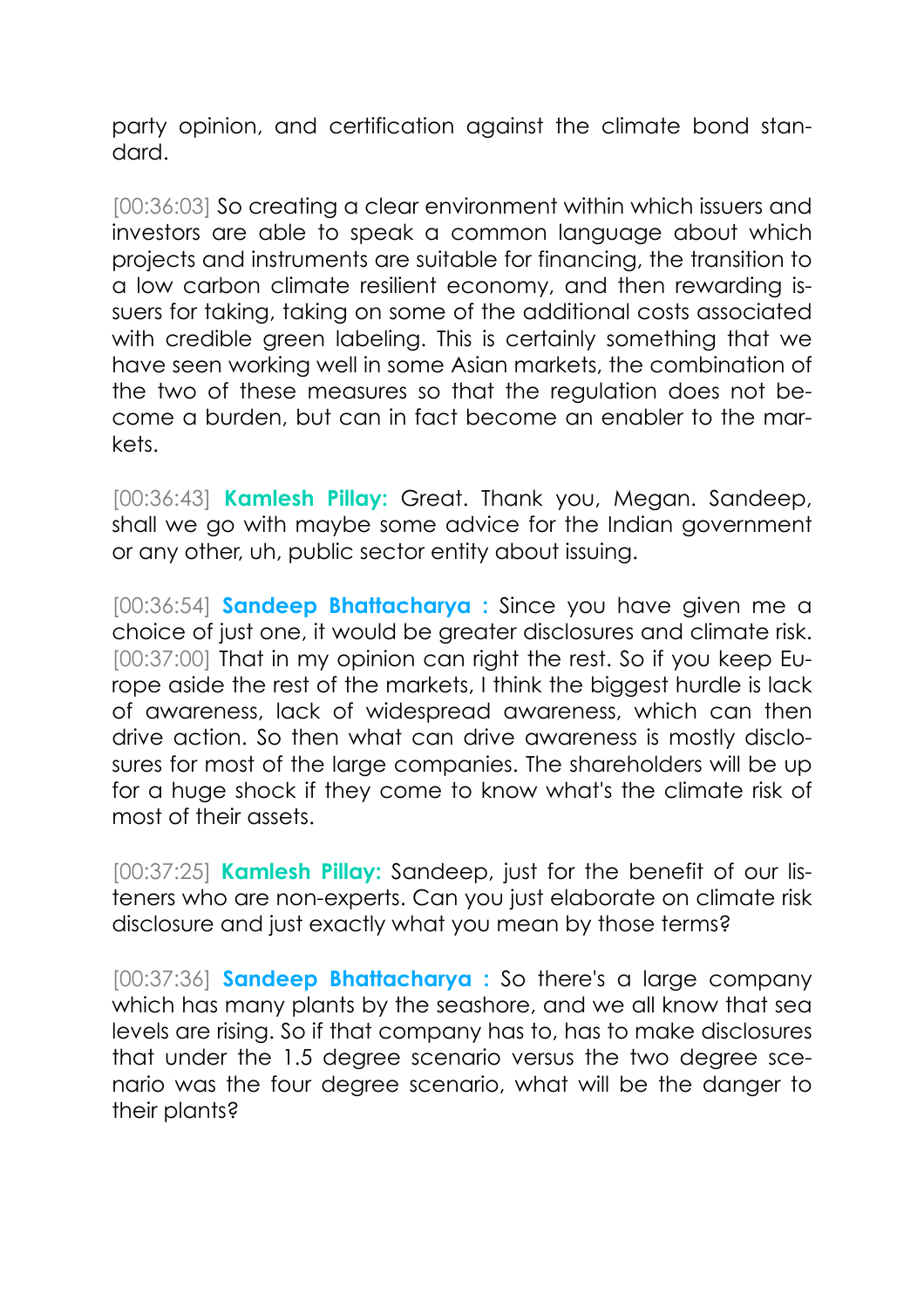party opinion, and certification against the climate bond standard.

[00:36:03] So creating a clear environment within which issuers and investors are able to speak a common language about which projects and instruments are suitable for financing, the transition to a low carbon climate resilient economy, and then rewarding issuers for taking, taking on some of the additional costs associated with credible green labeling. This is certainly something that we have seen working well in some Asian markets, the combination of the two of these measures so that the regulation does not become a burden, but can in fact become an enabler to the markets.

[00:36:43] **Kamlesh Pillay:** Great. Thank you, Megan. Sandeep, shall we go with maybe some advice for the Indian government or any other, uh, public sector entity about issuing.

[00:36:54] **Sandeep Bhattacharya :** Since you have given me a choice of just one, it would be greater disclosures and climate risk. [00:37:00] That in my opinion can right the rest. So if you keep Europe aside the rest of the markets, I think the biggest hurdle is lack of awareness, lack of widespread awareness, which can then drive action. So then what can drive awareness is mostly disclosures for most of the large companies. The shareholders will be up for a huge shock if they come to know what's the climate risk of most of their assets.

[00:37:25] **Kamlesh Pillay:** Sandeep, just for the benefit of our listeners who are non-experts. Can you just elaborate on climate risk disclosure and just exactly what you mean by those terms?

[00:37:36] **Sandeep Bhattacharya :** So there's a large company which has many plants by the seashore, and we all know that sea levels are rising. So if that company has to, has to make disclosures that under the 1.5 degree scenario versus the two degree scenario was the four degree scenario, what will be the danger to their plants?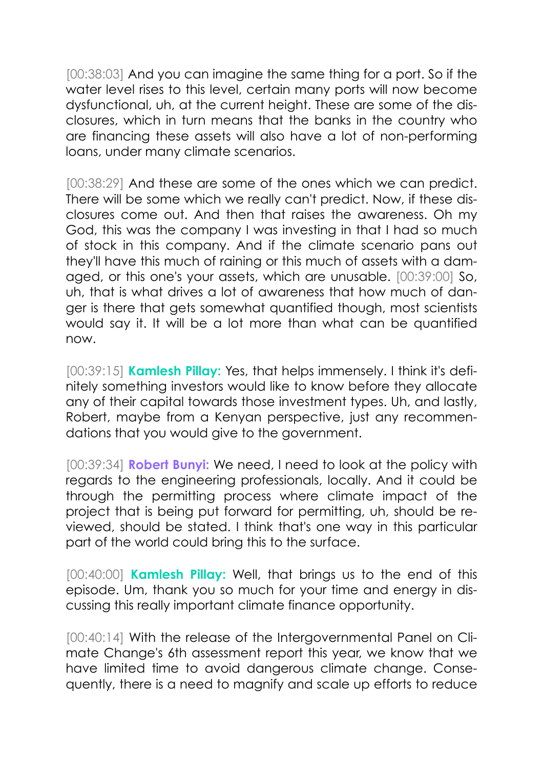[00:38:03] And you can imagine the same thing for a port. So if the water level rises to this level, certain many ports will now become dysfunctional, uh, at the current height. These are some of the disclosures, which in turn means that the banks in the country who are financing these assets will also have a lot of non-performing loans, under many climate scenarios.

[00:38:29] And these are some of the ones which we can predict. There will be some which we really can't predict. Now, if these disclosures come out. And then that raises the awareness. Oh my God, this was the company I was investing in that I had so much of stock in this company. And if the climate scenario pans out they'll have this much of raining or this much of assets with a damaged, or this one's your assets, which are unusable. [00:39:00] So, uh, that is what drives a lot of awareness that how much of danger is there that gets somewhat quantified though, most scientists would say it. It will be a lot more than what can be quantified now.

[00:39:15] **Kamlesh Pillay:** Yes, that helps immensely. I think it's definitely something investors would like to know before they allocate any of their capital towards those investment types. Uh, and lastly, Robert, maybe from a Kenyan perspective, just any recommendations that you would give to the government.

[00:39:34] **Robert Bunyi:** We need, I need to look at the policy with regards to the engineering professionals, locally. And it could be through the permitting process where climate impact of the project that is being put forward for permitting, uh, should be reviewed, should be stated. I think that's one way in this particular part of the world could bring this to the surface.

[00:40:00] **Kamlesh Pillay:** Well, that brings us to the end of this episode. Um, thank you so much for your time and energy in discussing this really important climate finance opportunity.

[00:40:14] With the release of the Intergovernmental Panel on Climate Change's 6th assessment report this year, we know that we have limited time to avoid dangerous climate change. Consequently, there is a need to magnify and scale up efforts to reduce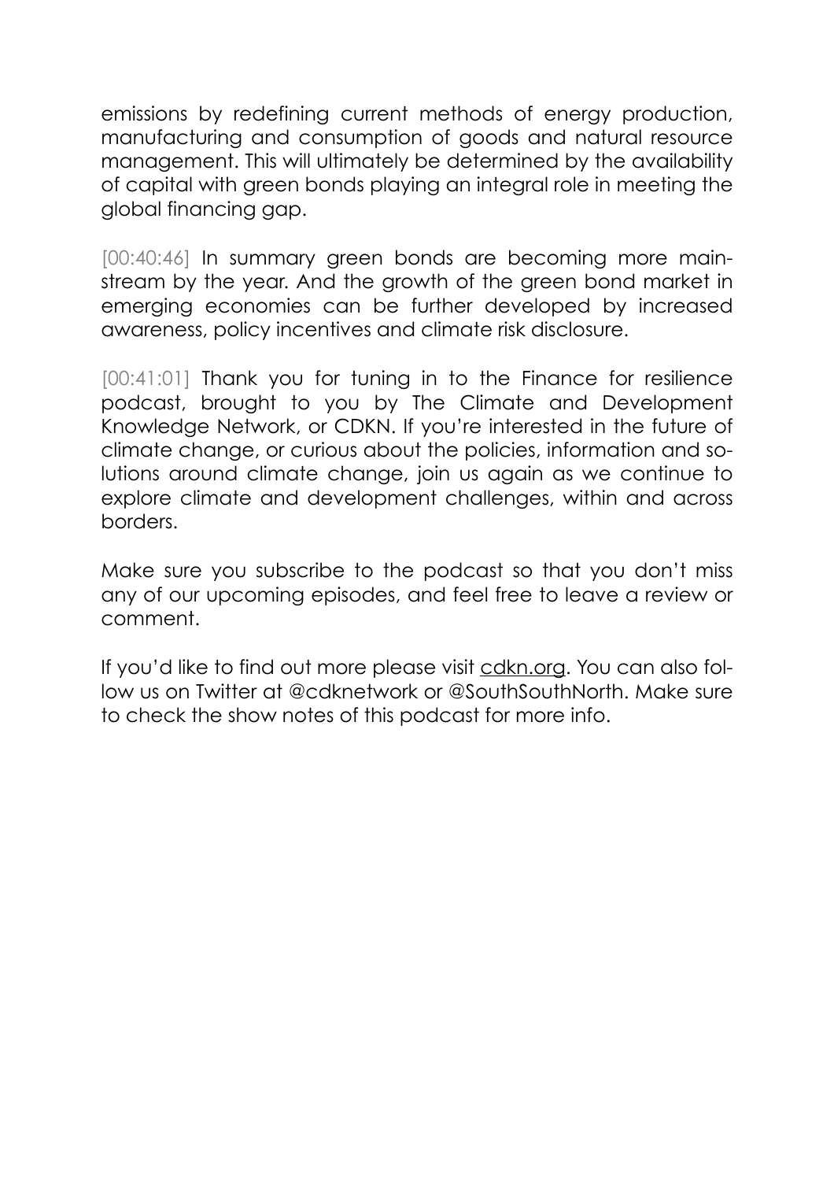emissions by redefining current methods of energy production, manufacturing and consumption of goods and natural resource management. This will ultimately be determined by the availability of capital with green bonds playing an integral role in meeting the global financing gap.

[00:40:46] In summary green bonds are becoming more mainstream by the year. And the growth of the green bond market in emerging economies can be further developed by increased awareness, policy incentives and climate risk disclosure.

[00:41:01] Thank you for tuning in to the Finance for resilience podcast, brought to you by The Climate and Development Knowledge Network, or CDKN. If you're interested in the future of climate change, or curious about the policies, information and solutions around climate change, join us again as we continue to explore climate and development challenges, within and across borders.

Make sure you subscribe to the podcast so that you don't miss any of our upcoming episodes, and feel free to leave a review or comment.

If you'd like to find out more please visit cdkn.org. You can also follow us on Twitter at @cdknetwork or @SouthSouthNorth. Make sure to check the show notes of this podcast for more info.